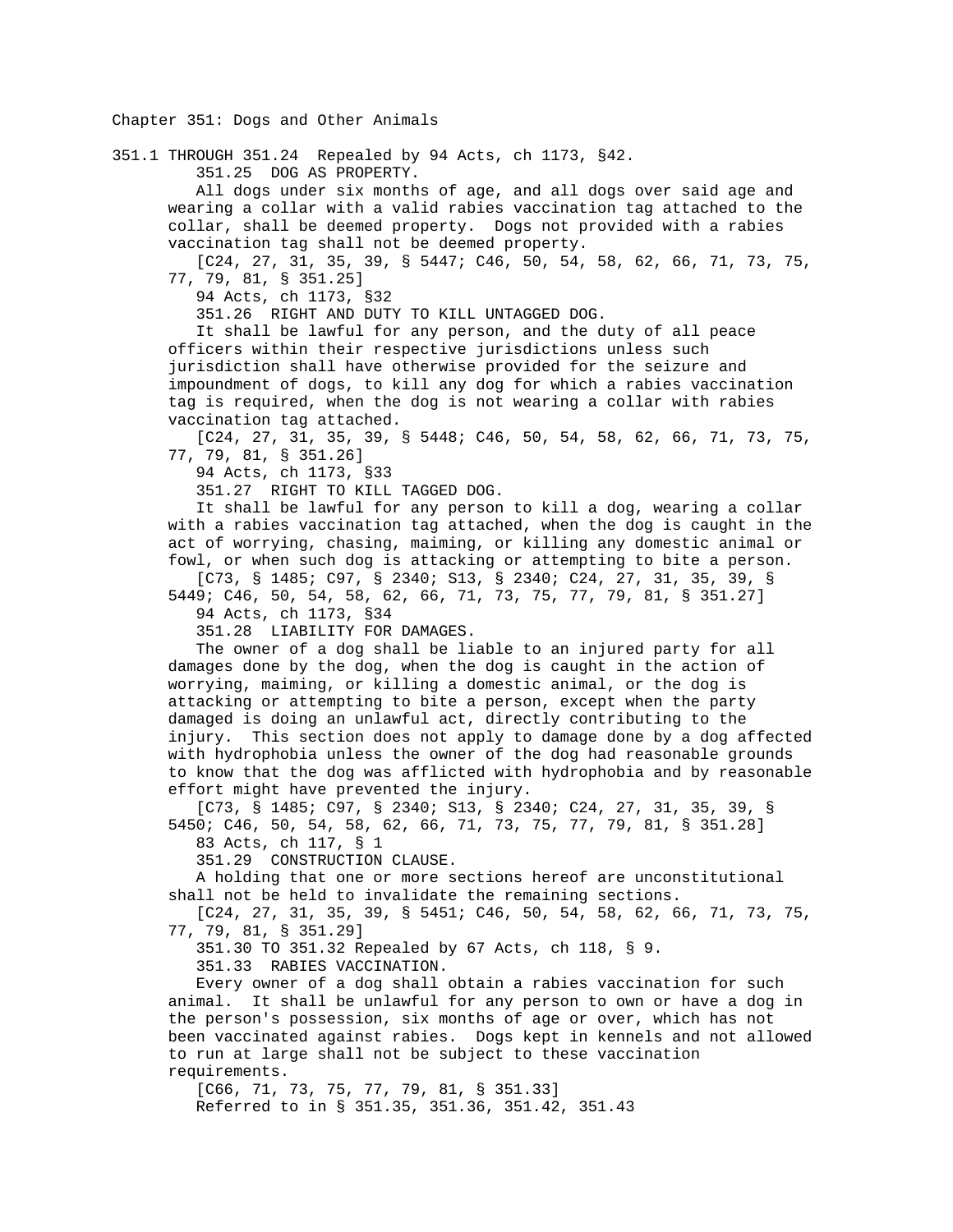# Chapter 351: Dogs and Other Animals

351.1 THROUGH 351.24 Repealed by 94 Acts, ch 1173, §42.

## 351.25 DOG AS PROPERTY.

All dogs under six months of age, and all dogs over said age and wearing a collar with a valid rabies vaccination tag attached to the collar, shall be deemed property. Dogs not provided with a rabies vaccination tag shall not be deemed property.

[C24, 27, 31, 35, 39, § 5447; C46, 50, 54, 58, 62, 66, 71, 73, 75, 77, 79, 81, § 351.25]

94 Acts, ch 1173, §32

## 351.26 RIGHT AND DUTY TO KILL UNTAGGED DOG.

It shall be lawful for any person, and the duty of all peace officers within their respective jurisdictions unless such jurisdiction shall have otherwise provided for the seizure and impoundment of dogs, to kill any dog for which a rabies vaccination tag is required, when the dog is not wearing a collar with rabies vaccination tag attached.

[C24, 27, 31, 35, 39, § 5448; C46, 50, 54, 58, 62, 66, 71, 73, 75, 77, 79, 81, § 351.26]

94 Acts, ch 1173, §33

## 351.27 RIGHT TO KILL TAGGED DOG.

It shall be lawful for any person to kill a dog, wearing a collar with a rabies vaccination tag attached, when the dog is caught in the act of worrying, chasing, maiming, or killing any domestic animal or fowl, or when such dog is attacking or attempting to bite a person.

[C73, § 1485; C97, § 2340; S13, § 2340; C24, 27, 31, 35, 39, § 5449; C46, 50, 54, 58, 62, 66, 71, 73, 75, 77, 79, 81, § 351.27]

94 Acts, ch 1173, §34

## 351.28 LIABILITY FOR DAMAGES.

The owner of a dog shall be liable to an injured party for all damages done by the dog, when the dog is caught in the action of worrying, maiming, or killing a domestic animal, or the dog is attacking or attempting to bite a person, except when the party damaged is doing an unlawful act, directly contributing to the injury. This section does not apply to damage done by a dog affected with hydrophobia unless the owner of the dog had reasonable grounds to know that the dog was afflicted with hydrophobia and by reasonable effort might have prevented the injury.

[C73, § 1485; C97, § 2340; S13, § 2340; C24, 27, 31, 35, 39, § 5450; C46, 50, 54, 58, 62, 66, 71, 73, 75, 77, 79, 81, § 351.28]

83 Acts, ch 117, § 1

## 351.29 CONSTRUCTION CLAUSE.

A holding that one or more sections hereof are unconstitutional shall not be held to invalidate the remaining sections.

[C24, 27, 31, 35, 39, § 5451; C46, 50, 54, 58, 62, 66, 71, 73, 75, 77, 79, 81, § 351.29]

351.30 TO 351.32 Repealed by 67 Acts, ch 118, § 9.

## 351.33 RABIES VACCINATION.

Every owner of a dog shall obtain a rabies vaccination for such animal. It shall be unlawful for any person to own or have a dog in the person's possession, six months of age or over, which has not been vaccinated against rabies. Dogs kept in kennels and not allowed to run at large shall not be subject to these vaccination requirements.

[C66, 71, 73, 75, 77, 79, 81, § 351.33]

Referred to in § 351.35, 351.36, 351.42, 351.43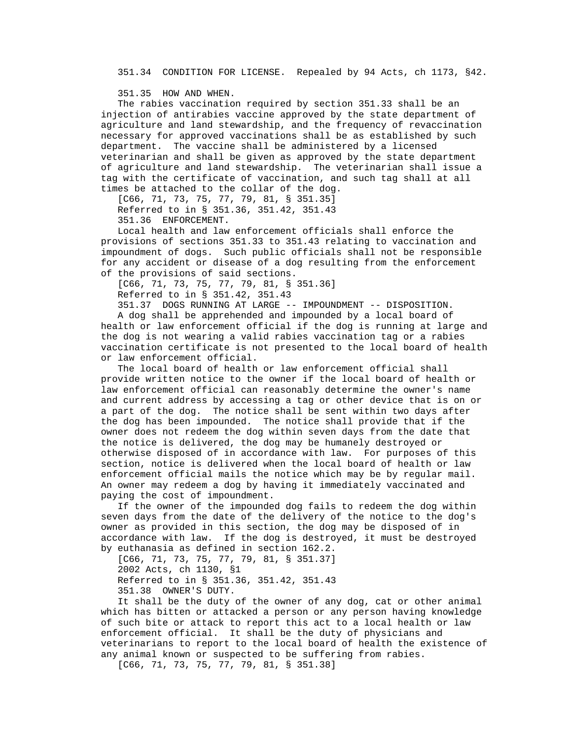351.34 CONDITION FOR LICENSE. Repealed by 94 Acts, ch 1173, §42.

351.35 HOW AND WHEN.

The rabies vaccination required by section 351.33 shall be an injection of antirabies vaccine approved by the state department of agriculture and land stewardship, and the frequency of revaccination necessary for approved vaccinations shall be as established by such department. The vaccine shall be administered by a licensed veterinarian and shall be given as approved by the state department of agriculture and land stewardship. The veterinarian shall issue a tag with the certificate of vaccination, and such tag shall at all times be attached to the collar of the dog.

[C66, 71, 73, 75, 77, 79, 81, § 351.35]

Referred to in § 351.36, 351.42, 351.43

351.36 ENFORCEMENT.

Local health and law enforcement officials shall enforce the provisions of sections 351.33 to 351.43 relating to vaccination and impoundment of dogs. Such public officials shall not be responsible for any accident or disease of a dog resulting from the enforcement of the provisions of said sections.

[C66, 71, 73, 75, 77, 79, 81, § 351.36]

Referred to in § 351.42, 351.43

351.37 DOGS RUNNING AT LARGE -- IMPOUNDMENT -- DISPOSITION.

A dog shall be apprehended and impounded by a local board of health or law enforcement official if the dog is running at large and the dog is not wearing a valid rabies vaccination tag or a rabies vaccination certificate is not presented to the local board of health or law enforcement official.

The local board of health or law enforcement official shall provide written notice to the owner if the local board of health or law enforcement official can reasonably determine the owner's name and current address by accessing a tag or other device that is on or a part of the dog. The notice shall be sent within two days after the dog has been impounded. The notice shall provide that if the owner does not redeem the dog within seven days from the date that the notice is delivered, the dog may be humanely destroyed or otherwise disposed of in accordance with law. For purposes of this section, notice is delivered when the local board of health or law enforcement official mails the notice which may be by regular mail. An owner may redeem a dog by having it immediately vaccinated and paying the cost of impoundment.

If the owner of the impounded dog fails to redeem the dog within seven days from the date of the delivery of the notice to the dog's owner as provided in this section, the dog may be disposed of in accordance with law. If the dog is destroyed, it must be destroyed by euthanasia as defined in section 162.2.

[C66, 71, 73, 75, 77, 79, 81, § 351.37]

2002 Acts, ch 1130, §1

Referred to in § 351.36, 351.42, 351.43

351.38 OWNER'S DUTY.

It shall be the duty of the owner of any dog, cat or other animal which has bitten or attacked a person or any person having knowledge of such bite or attack to report this act to a local health or law enforcement official. It shall be the duty of physicians and veterinarians to report to the local board of health the existence of any animal known or suspected to be suffering from rabies.

[C66, 71, 73, 75, 77, 79, 81, § 351.38]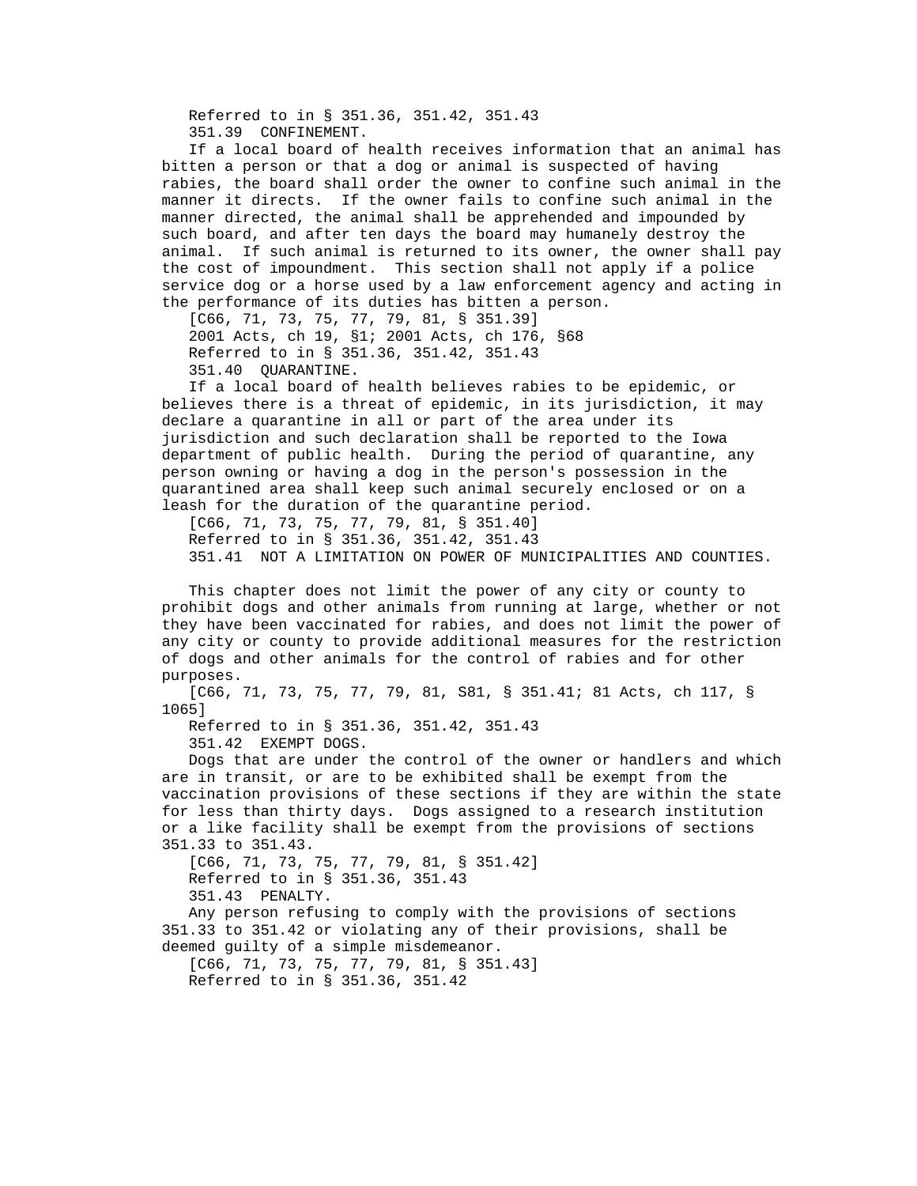Referred to in § 351.36, 351.42, 351.43

351.39 CONFINEMENT.

If a local board of health receives information that an animal has bitten a person or that a dog or animal is suspected of having rabies, the board shall order the owner to confine such animal in the manner it directs. If the owner fails to confine such animal in the manner directed, the animal shall be apprehended and impounded by such board, and after ten days the board may humanely destroy the animal. If such animal is returned to its owner, the owner shall pay the cost of impoundment. This section shall not apply if a police service dog or a horse used by a law enforcement agency and acting in the performance of its duties has bitten a person.

[C66, 71, 73, 75, 77, 79, 81, § 351.39]

2001 Acts, ch 19, §1; 2001 Acts, ch 176, §68

Referred to in § 351.36, 351.42, 351.43

351.40 QUARANTINE.

If a local board of health believes rabies to be epidemic, or believes there is a threat of epidemic, in its jurisdiction, it may declare a quarantine in all or part of the area under its jurisdiction and such declaration shall be reported to the Iowa department of public health. During the period of quarantine, any person owning or having a dog in the person's possession in the quarantined area shall keep such animal securely enclosed or on a leash for the duration of the quarantine period.

[C66, 71, 73, 75, 77, 79, 81, § 351.40]

Referred to in § 351.36, 351.42, 351.43

351.41 NOT A LIMITATION ON POWER OF MUNICIPALITIES AND COUNTIES.

This chapter does not limit the power of any city or county to prohibit dogs and other animals from running at large, whether or not they have been vaccinated for rabies, and does not limit the power of any city or county to provide additional measures for the restriction of dogs and other animals for the control of rabies and for other purposes.

[C66, 71, 73, 75, 77, 79, 81, S81, § 351.41; 81 Acts, ch 117, § 1065]

Referred to in § 351.36, 351.42, 351.43

351.42 EXEMPT DOGS.

Dogs that are under the control of the owner or handlers and which are in transit, or are to be exhibited shall be exempt from the vaccination provisions of these sections if they are within the state for less than thirty days. Dogs assigned to a research institution or a like facility shall be exempt from the provisions of sections 351.33 to 351.43.

[C66, 71, 73, 75, 77, 79, 81, § 351.42]

Referred to in § 351.36, 351.43

351.43 PENALTY.

Any person refusing to comply with the provisions of sections 351.33 to 351.42 or violating any of their provisions, shall be deemed guilty of a simple misdemeanor.

[C66, 71, 73, 75, 77, 79, 81, § 351.43]

Referred to in § 351.36, 351.42